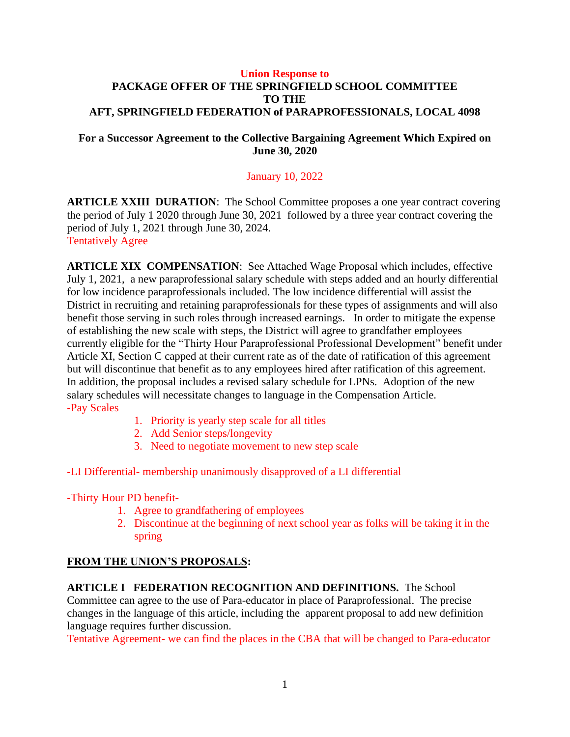**Union Response to**

**PACKAGE OFFER OF THE SPRINGFIELD SCHOOL COMMITTEE TO THE AFT, SPRINGFIELD FEDERATION of PARAPROFESSIONALS, LOCAL 4098**

**For a Successor Agreement to the Collective Bargaining Agreement Which Expired on June 30, 2020**

January 10, 2022

**ARTICLE XXIII DURATION**: The School Committee proposes a one year contract covering the period of July 1 2020 through June 30, 2021 followed by a three year contract covering the period of July 1, 2021 through June 30, 2024.
Tentatively Agree

**ARTICLE XIX COMPENSATION**: See Attached Wage Proposal which includes, effective July 1, 2021, a new paraprofessional salary schedule with steps added and an hourly differential for low incidence paraprofessionals included. The low incidence differential will assist the District in recruiting and retaining paraprofessionals for these types of assignments and will also benefit those serving in such roles through increased earnings. In order to mitigate the expense of establishing the new scale with steps, the District will agree to grandfather employees currently eligible for the "Thirty Hour Paraprofessional Professional Development" benefit under Article XI, Section C capped at their current rate as of the date of ratification of this agreement but will discontinue that benefit as to any employees hired after ratification of this agreement. In addition, the proposal includes a revised salary schedule for LPNs. Adoption of the new salary schedules will necessitate changes to language in the Compensation Article.
-Pay Scales

1. Priority is yearly step scale for all titles
2. Add Senior steps/longevity
3. Need to negotiate movement to new step scale

-LI Differential- membership unanimously disapproved of a LI differential

-Thirty Hour PD benefit-

1. Agree to grandfathering of employees
2. Discontinue at the beginning of next school year as folks will be taking it in the spring

**FROM THE UNION'S PROPOSALS:**

**ARTICLE I FEDERATION RECOGNITION AND DEFINITIONS.** The School Committee can agree to the use of Para-educator in place of Paraprofessional. The precise changes in the language of this article, including the apparent proposal to add new definition language requires further discussion.
Tentative Agreement- we can find the places in the CBA that will be changed to Para-educator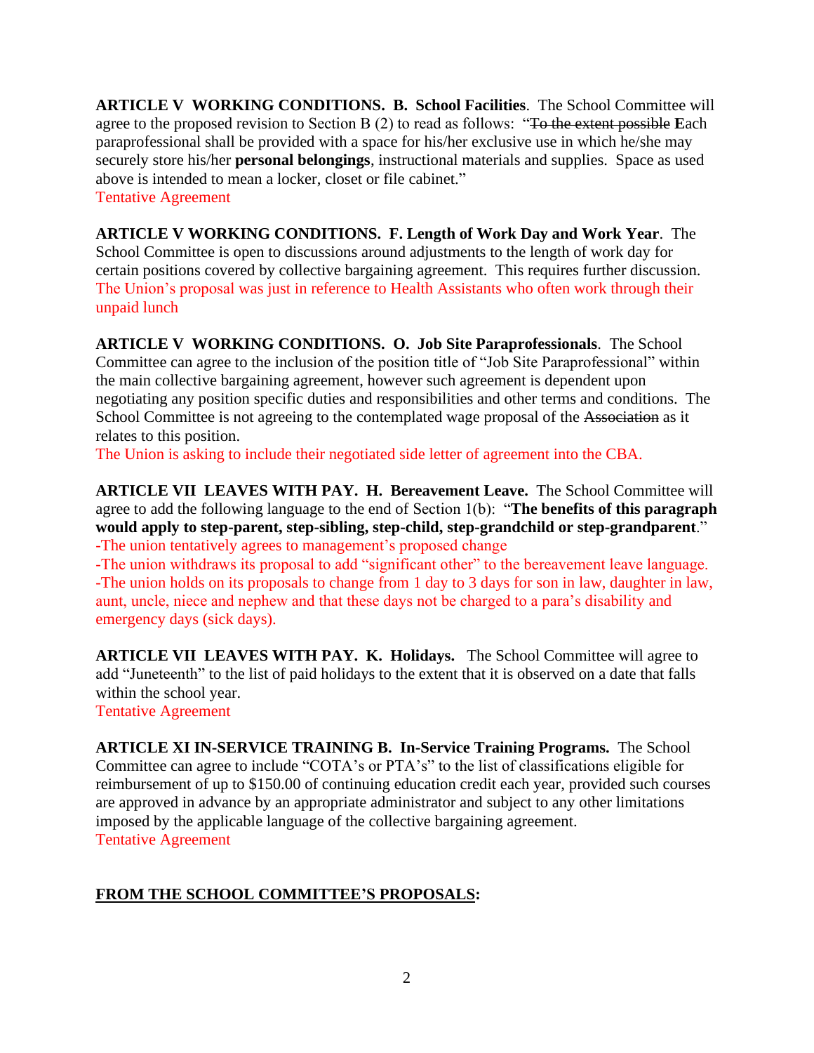**ARTICLE V WORKING CONDITIONS. B. School Facilities**. The School Committee will agree to the proposed revision to Section B (2) to read as follows: "~~To the extent possible~~ **E**ach paraprofessional shall be provided with a space for his/her exclusive use in which he/she may securely store his/her **personal belongings**, instructional materials and supplies. Space as used above is intended to mean a locker, closet or file cabinet."
Tentative Agreement

**ARTICLE V WORKING CONDITIONS. F. Length of Work Day and Work Year**. The School Committee is open to discussions around adjustments to the length of work day for certain positions covered by collective bargaining agreement. This requires further discussion.
The Union's proposal was just in reference to Health Assistants who often work through their unpaid lunch

**ARTICLE V WORKING CONDITIONS. O. Job Site Paraprofessionals**. The School Committee can agree to the inclusion of the position title of "Job Site Paraprofessional" within the main collective bargaining agreement, however such agreement is dependent upon negotiating any position specific duties and responsibilities and other terms and conditions. The School Committee is not agreeing to the contemplated wage proposal of the ~~Association~~ as it relates to this position.
The Union is asking to include their negotiated side letter of agreement into the CBA.

**ARTICLE VII LEAVES WITH PAY. H. Bereavement Leave.** The School Committee will agree to add the following language to the end of Section 1(b): "**The benefits of this paragraph would apply to step-parent, step-sibling, step-child, step-grandchild or step-grandparent**."
-The union tentatively agrees to management's proposed change
-The union withdraws its proposal to add "significant other" to the bereavement leave language.
-The union holds on its proposals to change from 1 day to 3 days for son in law, daughter in law, aunt, uncle, niece and nephew and that these days not be charged to a para's disability and emergency days (sick days).

**ARTICLE VII LEAVES WITH PAY. K. Holidays.** The School Committee will agree to add "Juneteenth" to the list of paid holidays to the extent that it is observed on a date that falls within the school year.
Tentative Agreement

**ARTICLE XI IN-SERVICE TRAINING B. In-Service Training Programs.** The School Committee can agree to include "COTA's or PTA's" to the list of classifications eligible for reimbursement of up to $150.00 of continuing education credit each year, provided such courses are approved in advance by an appropriate administrator and subject to any other limitations imposed by the applicable language of the collective bargaining agreement.
Tentative Agreement

**<u>FROM THE SCHOOL COMMITTEE'S PROPOSALS</u>:**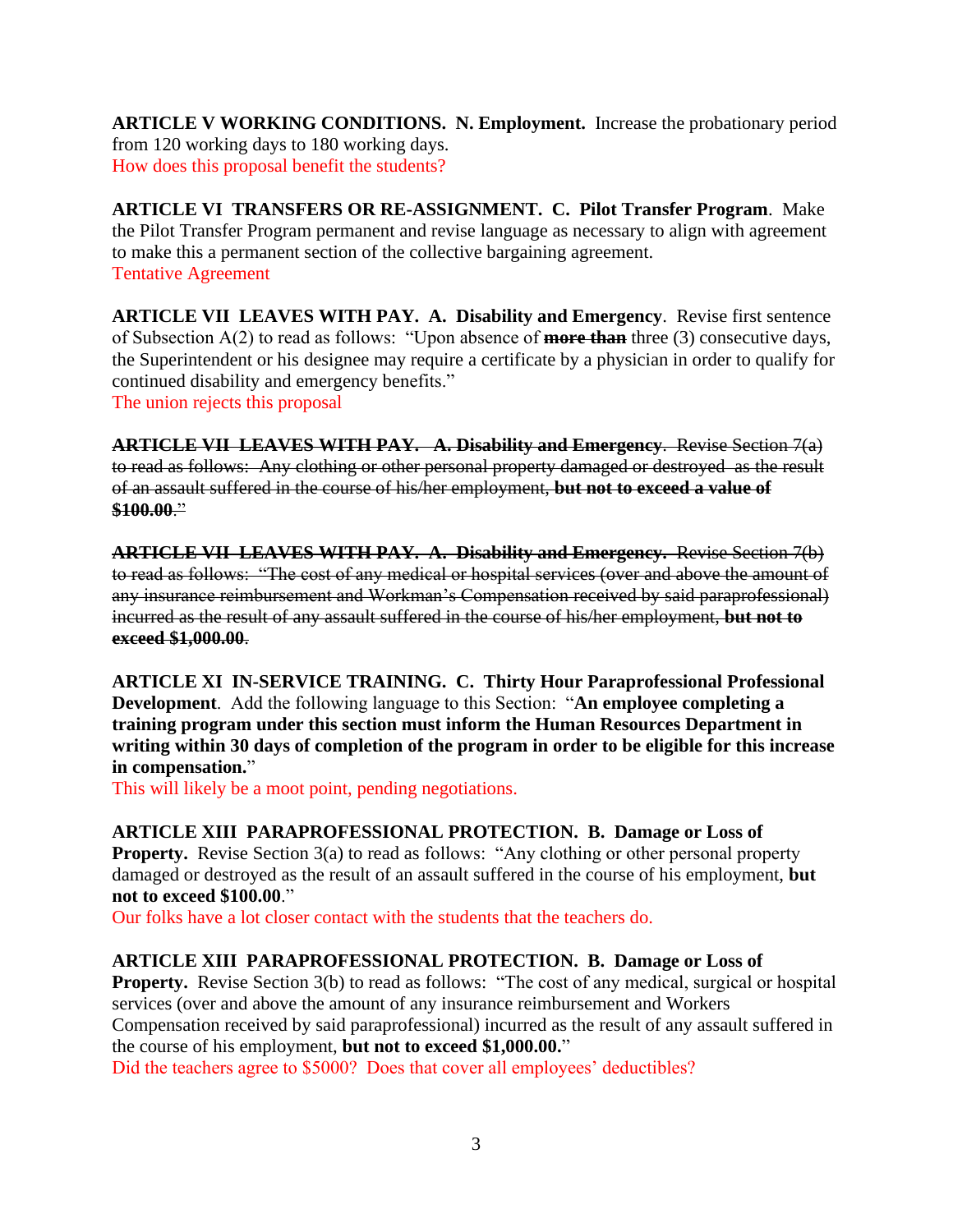**ARTICLE V WORKING CONDITIONS. N. Employment.** Increase the probationary period from 120 working days to 180 working days.
How does this proposal benefit the students?

**ARTICLE VI TRANSFERS OR RE-ASSIGNMENT. C. Pilot Transfer Program**. Make the Pilot Transfer Program permanent and revise language as necessary to align with agreement to make this a permanent section of the collective bargaining agreement.
Tentative Agreement

**ARTICLE VII LEAVES WITH PAY. A. Disability and Emergency**. Revise first sentence of Subsection A(2) to read as follows: "Upon absence of ~~**more than**~~ three (3) consecutive days, the Superintendent or his designee may require a certificate by a physician in order to qualify for continued disability and emergency benefits."
The union rejects this proposal

~~**ARTICLE VII LEAVES WITH PAY. A. Disability and Emergency**. Revise Section 7(a) to read as follows: Any clothing or other personal property damaged or destroyed as the result of an assault suffered in the course of his/her employment, **but not to exceed a value of $100.00**."~~

~~**ARTICLE VII LEAVES WITH PAY. A. Disability and Emergency.** Revise Section 7(b) to read as follows: "The cost of any medical or hospital services (over and above the amount of any insurance reimbursement and Workman's Compensation received by said paraprofessional) incurred as the result of any assault suffered in the course of his/her employment, **but not to exceed $1,000.00**.~~

**ARTICLE XI IN-SERVICE TRAINING. C. Thirty Hour Paraprofessional Professional Development**. Add the following language to this Section: "**An employee completing a training program under this section must inform the Human Resources Department in writing within 30 days of completion of the program in order to be eligible for this increase in compensation.**"
This will likely be a moot point, pending negotiations.

**ARTICLE XIII PARAPROFESSIONAL PROTECTION. B. Damage or Loss of Property.** Revise Section 3(a) to read as follows: "Any clothing or other personal property damaged or destroyed as the result of an assault suffered in the course of his employment, **but not to exceed $100.00**."
Our folks have a lot closer contact with the students that the teachers do.

**ARTICLE XIII PARAPROFESSIONAL PROTECTION. B. Damage or Loss of Property.** Revise Section 3(b) to read as follows: "The cost of any medical, surgical or hospital services (over and above the amount of any insurance reimbursement and Workers Compensation received by said paraprofessional) incurred as the result of any assault suffered in the course of his employment, **but not to exceed $1,000.00.**"
Did the teachers agree to $5000? Does that cover all employees' deductibles?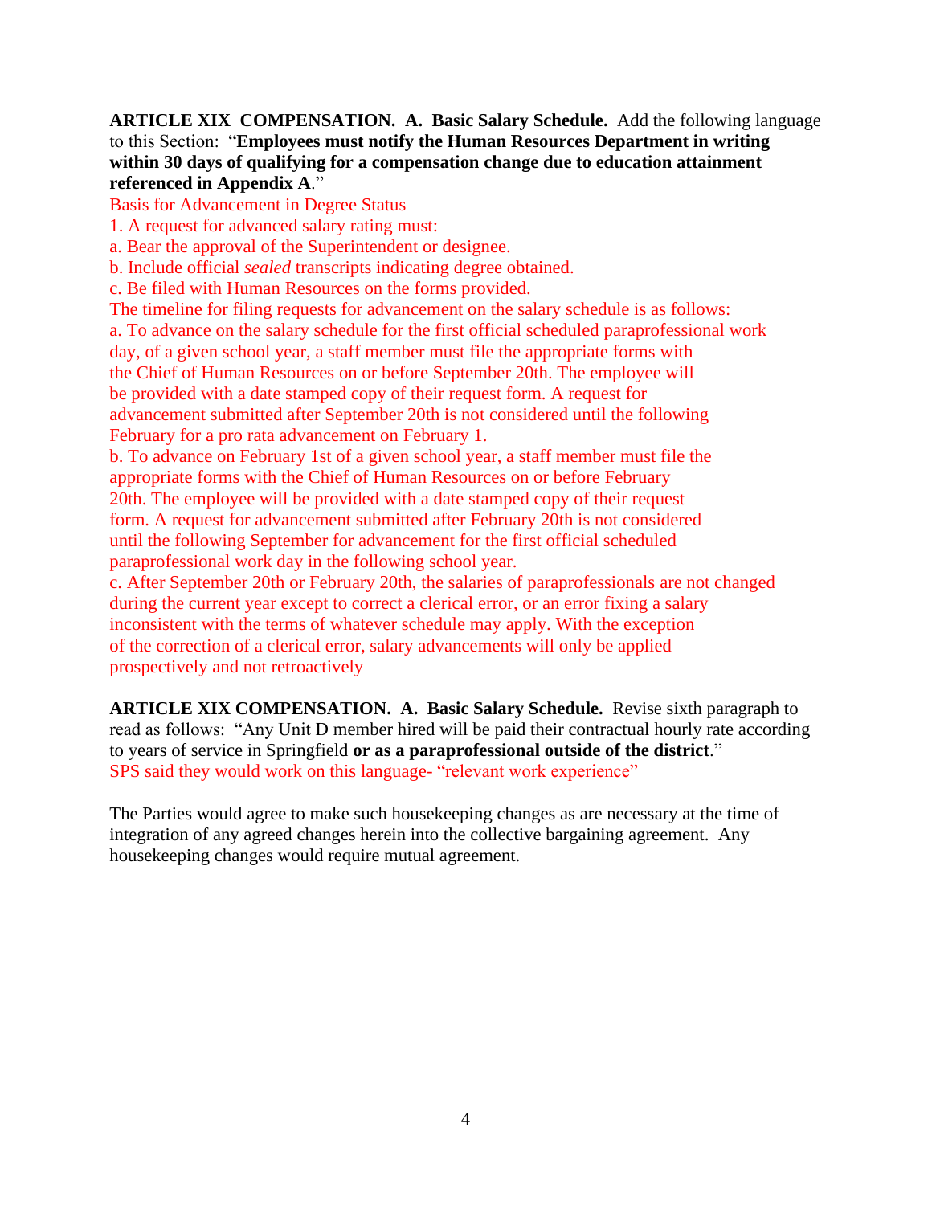**ARTICLE XIX COMPENSATION. A. Basic Salary Schedule.** Add the following language to this Section: "**Employees must notify the Human Resources Department in writing within 30 days of qualifying for a compensation change due to education attainment referenced in Appendix A**."

Basis for Advancement in Degree Status

1. A request for advanced salary rating must:

a. Bear the approval of the Superintendent or designee.

b. Include official *sealed* transcripts indicating degree obtained.

c. Be filed with Human Resources on the forms provided.

The timeline for filing requests for advancement on the salary schedule is as follows:

a. To advance on the salary schedule for the first official scheduled paraprofessional work day, of a given school year, a staff member must file the appropriate forms with the Chief of Human Resources on or before September 20th. The employee will be provided with a date stamped copy of their request form. A request for advancement submitted after September 20th is not considered until the following February for a pro rata advancement on February 1.

b. To advance on February 1st of a given school year, a staff member must file the appropriate forms with the Chief of Human Resources on or before February 20th. The employee will be provided with a date stamped copy of their request form. A request for advancement submitted after February 20th is not considered until the following September for advancement for the first official scheduled paraprofessional work day in the following school year.

c. After September 20th or February 20th, the salaries of paraprofessionals are not changed during the current year except to correct a clerical error, or an error fixing a salary inconsistent with the terms of whatever schedule may apply. With the exception of the correction of a clerical error, salary advancements will only be applied prospectively and not retroactively

**ARTICLE XIX COMPENSATION. A. Basic Salary Schedule.** Revise sixth paragraph to read as follows: "Any Unit D member hired will be paid their contractual hourly rate according to years of service in Springfield **or as a paraprofessional outside of the district**."

SPS said they would work on this language- "relevant work experience"

The Parties would agree to make such housekeeping changes as are necessary at the time of integration of any agreed changes herein into the collective bargaining agreement. Any housekeeping changes would require mutual agreement.